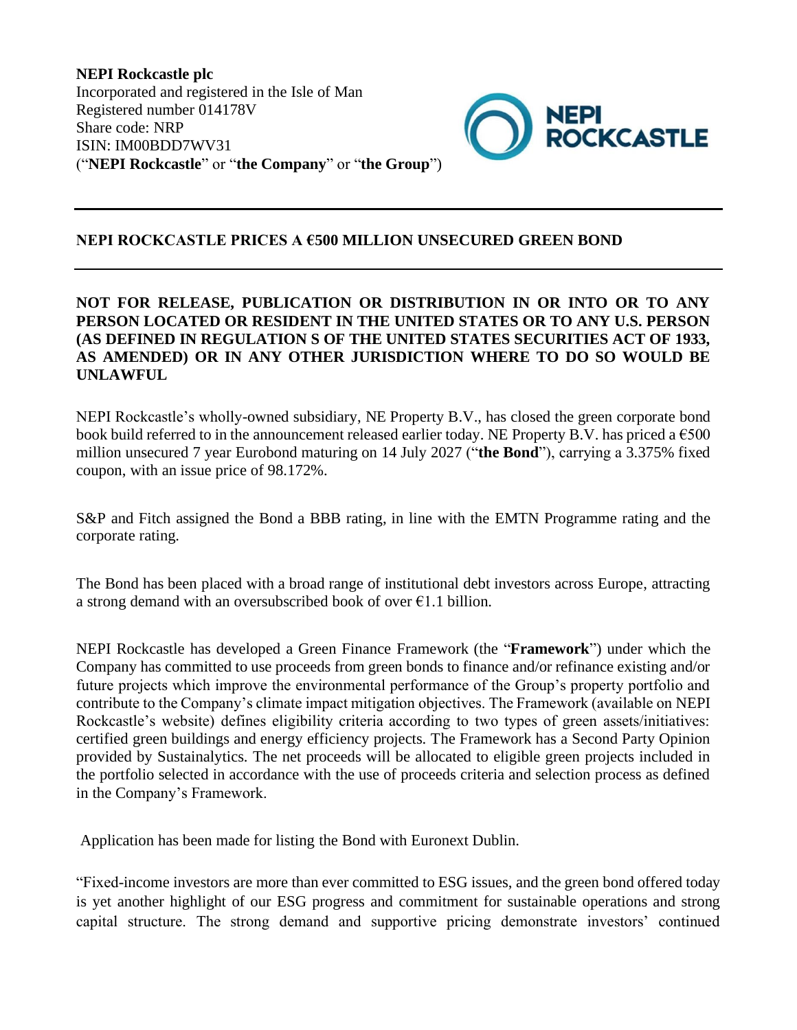**NEPI Rockcastle plc**
Incorporated and registered in the Isle of Man
Registered number 014178V
Share code: NRP
ISIN: IM00BDD7WV31
("**NEPI Rockcastle**" or "**the Company**" or "**the Group**")

---

## NEPI ROCKCASTLE PRICES A €500 MILLION UNSECURED GREEN BOND

---

**NOT FOR RELEASE, PUBLICATION OR DISTRIBUTION IN OR INTO OR TO ANY PERSON LOCATED OR RESIDENT IN THE UNITED STATES OR TO ANY U.S. PERSON (AS DEFINED IN REGULATION S OF THE UNITED STATES SECURITIES ACT OF 1933, AS AMENDED) OR IN ANY OTHER JURISDICTION WHERE TO DO SO WOULD BE UNLAWFUL**

NEPI Rockcastle's wholly-owned subsidiary, NE Property B.V., has closed the green corporate bond book build referred to in the announcement released earlier today. NE Property B.V. has priced a €500 million unsecured 7 year Eurobond maturing on 14 July 2027 ("**the Bond**"), carrying a 3.375% fixed coupon, with an issue price of 98.172%.

S&P and Fitch assigned the Bond a BBB rating, in line with the EMTN Programme rating and the corporate rating.

The Bond has been placed with a broad range of institutional debt investors across Europe, attracting a strong demand with an oversubscribed book of over €1.1 billion.

NEPI Rockcastle has developed a Green Finance Framework (the "**Framework**") under which the Company has committed to use proceeds from green bonds to finance and/or refinance existing and/or future projects which improve the environmental performance of the Group's property portfolio and contribute to the Company's climate impact mitigation objectives. The Framework (available on NEPI Rockcastle's website) defines eligibility criteria according to two types of green assets/initiatives: certified green buildings and energy efficiency projects. The Framework has a Second Party Opinion provided by Sustainalytics. The net proceeds will be allocated to eligible green projects included in the portfolio selected in accordance with the use of proceeds criteria and selection process as defined in the Company's Framework.

Application has been made for listing the Bond with Euronext Dublin.

"Fixed-income investors are more than ever committed to ESG issues, and the green bond offered today is yet another highlight of our ESG progress and commitment for sustainable operations and strong capital structure. The strong demand and supportive pricing demonstrate investors' continued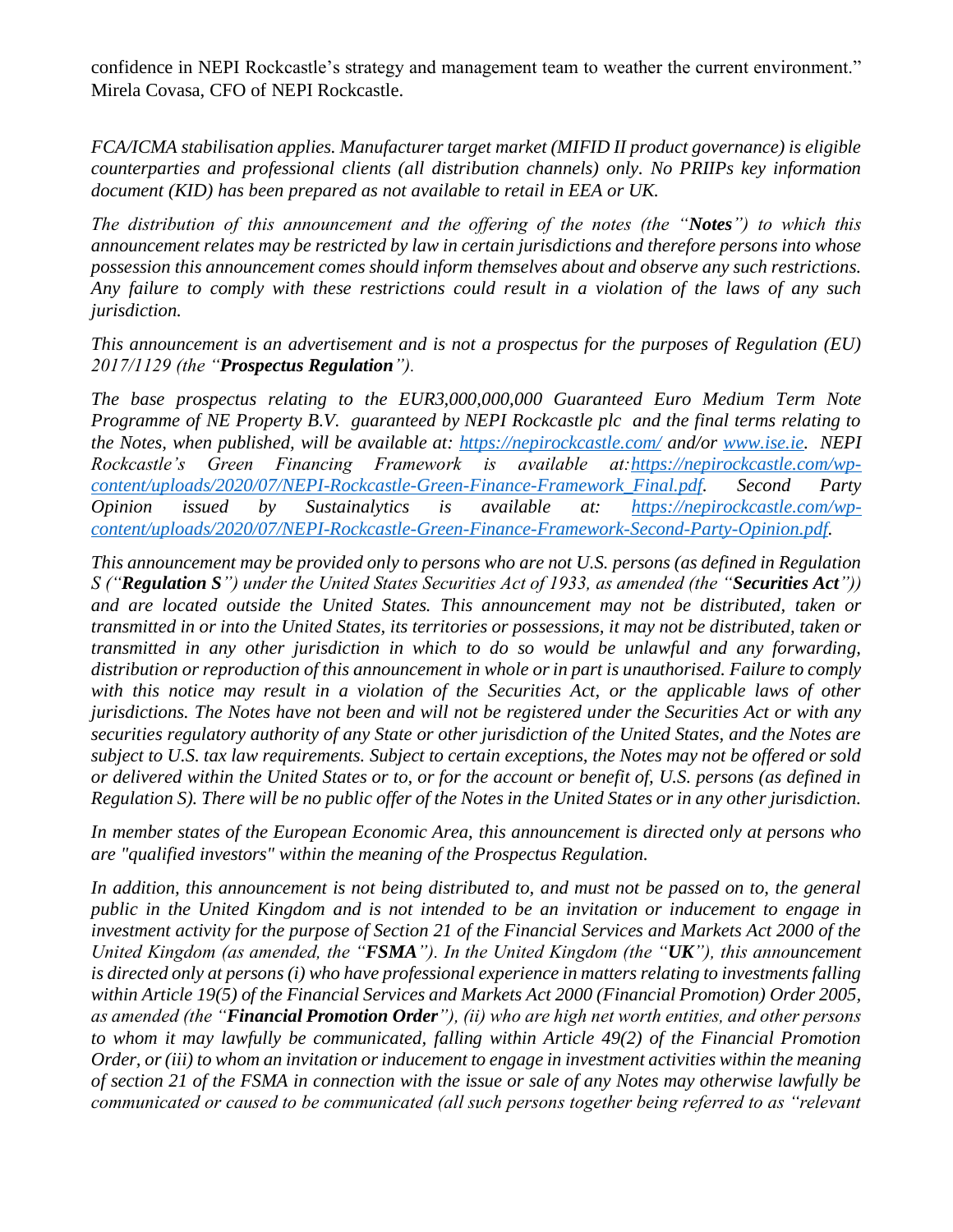confidence in NEPI Rockcastle's strategy and management team to weather the current environment." Mirela Covasa, CFO of NEPI Rockcastle.

*FCA/ICMA stabilisation applies. Manufacturer target market (MIFID II product governance) is eligible counterparties and professional clients (all distribution channels) only. No PRIIPs key information document (KID) has been prepared as not available to retail in EEA or UK.*

*The distribution of this announcement and the offering of the notes (the "**Notes**") to which this announcement relates may be restricted by law in certain jurisdictions and therefore persons into whose possession this announcement comes should inform themselves about and observe any such restrictions. Any failure to comply with these restrictions could result in a violation of the laws of any such jurisdiction.*

*This announcement is an advertisement and is not a prospectus for the purposes of Regulation (EU) 2017/1129 (the "**Prospectus Regulation**").*

*The base prospectus relating to the EUR3,000,000,000 Guaranteed Euro Medium Term Note Programme of NE Property B.V. guaranteed by NEPI Rockcastle plc and the final terms relating to the Notes, when published, will be available at: [https://nepirockcastle.com/](https://nepirockcastle.com/) and/or [www.ise.ie](www.ise.ie). NEPI Rockcastle's Green Financing Framework is available at:[https://nepirockcastle.com/wp-content/uploads/2020/07/NEPI-Rockcastle-Green-Finance-Framework_Final.pdf](https://nepirockcastle.com/wp-content/uploads/2020/07/NEPI-Rockcastle-Green-Finance-Framework_Final.pdf). Second Party Opinion issued by Sustainalytics is available at: [https://nepirockcastle.com/wp-content/uploads/2020/07/NEPI-Rockcastle-Green-Finance-Framework-Second-Party-Opinion.pdf](https://nepirockcastle.com/wp-content/uploads/2020/07/NEPI-Rockcastle-Green-Finance-Framework-Second-Party-Opinion.pdf).*

*This announcement may be provided only to persons who are not U.S. persons (as defined in Regulation S ("**Regulation S**") under the United States Securities Act of 1933, as amended (the "**Securities Act**")) and are located outside the United States. This announcement may not be distributed, taken or transmitted in or into the United States, its territories or possessions, it may not be distributed, taken or transmitted in any other jurisdiction in which to do so would be unlawful and any forwarding, distribution or reproduction of this announcement in whole or in part is unauthorised. Failure to comply with this notice may result in a violation of the Securities Act, or the applicable laws of other jurisdictions. The Notes have not been and will not be registered under the Securities Act or with any securities regulatory authority of any State or other jurisdiction of the United States, and the Notes are subject to U.S. tax law requirements. Subject to certain exceptions, the Notes may not be offered or sold or delivered within the United States or to, or for the account or benefit of, U.S. persons (as defined in Regulation S). There will be no public offer of the Notes in the United States or in any other jurisdiction.*

*In member states of the European Economic Area, this announcement is directed only at persons who are "qualified investors" within the meaning of the Prospectus Regulation.*

*In addition, this announcement is not being distributed to, and must not be passed on to, the general public in the United Kingdom and is not intended to be an invitation or inducement to engage in investment activity for the purpose of Section 21 of the Financial Services and Markets Act 2000 of the United Kingdom (as amended, the "**FSMA**"). In the United Kingdom (the "**UK**"), this announcement is directed only at persons (i) who have professional experience in matters relating to investments falling within Article 19(5) of the Financial Services and Markets Act 2000 (Financial Promotion) Order 2005, as amended (the "**Financial Promotion Order**"), (ii) who are high net worth entities, and other persons to whom it may lawfully be communicated, falling within Article 49(2) of the Financial Promotion Order, or (iii) to whom an invitation or inducement to engage in investment activities within the meaning of section 21 of the FSMA in connection with the issue or sale of any Notes may otherwise lawfully be communicated or caused to be communicated (all such persons together being referred to as "relevant*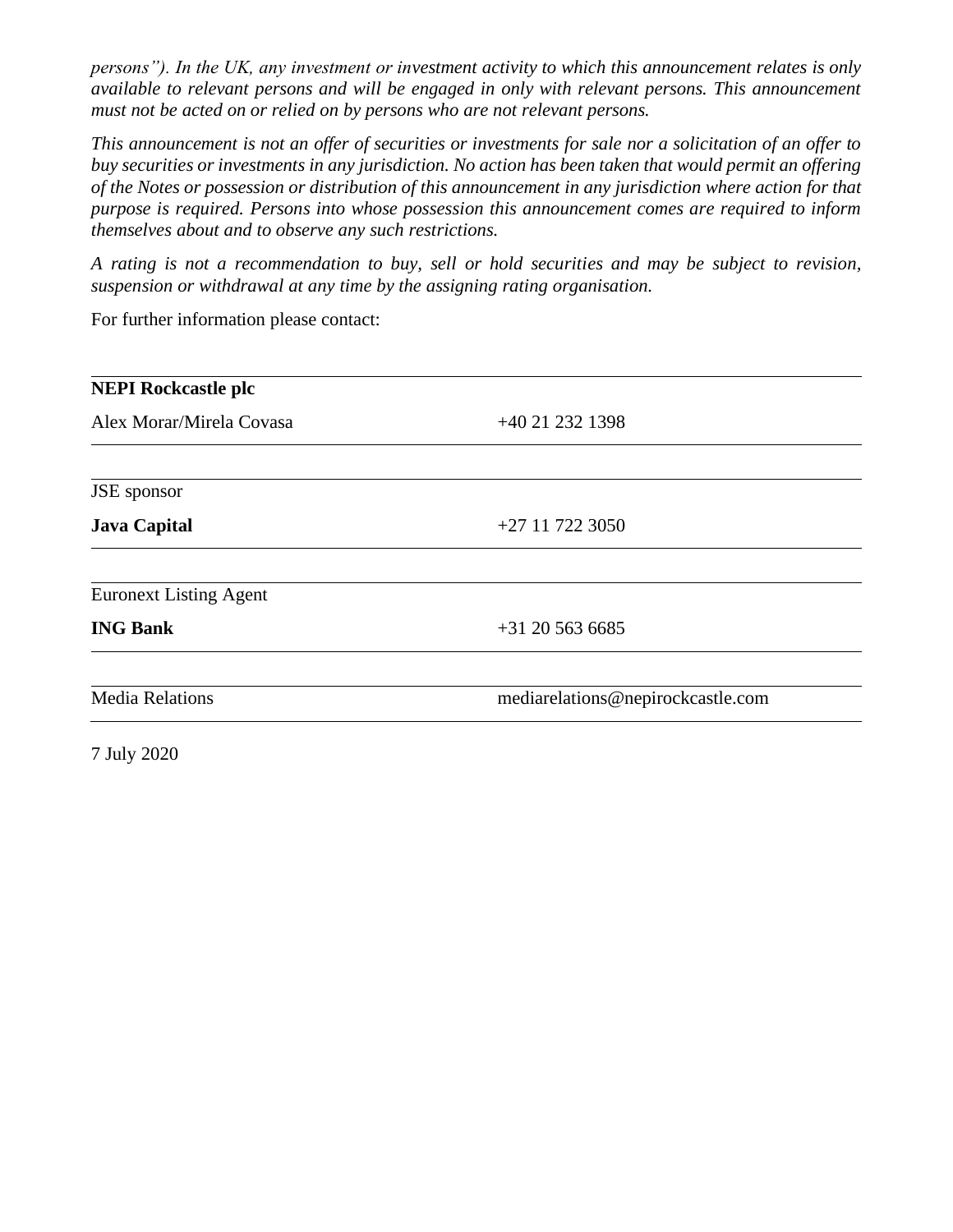*persons"). In the UK, any investment or investment activity to which this announcement relates is only available to relevant persons and will be engaged in only with relevant persons. This announcement must not be acted on or relied on by persons who are not relevant persons.*

*This announcement is not an offer of securities or investments for sale nor a solicitation of an offer to buy securities or investments in any jurisdiction. No action has been taken that would permit an offering of the Notes or possession or distribution of this announcement in any jurisdiction where action for that purpose is required. Persons into whose possession this announcement comes are required to inform themselves about and to observe any such restrictions.*

*A rating is not a recommendation to buy, sell or hold securities and may be subject to revision, suspension or withdrawal at any time by the assigning rating organisation.*

For further information please contact:

| | |
|---|---|
| **NEPI Rockcastle plc** | |
| Alex Morar/Mirela Covasa | +40 21 232 1398 |
| JSE sponsor | |
| **Java Capital** | +27 11 722 3050 |
| Euronext Listing Agent | |
| **ING Bank** | +31 20 563 6685 |
| Media Relations | mediarelations@nepirockcastle.com |

7 July 2020